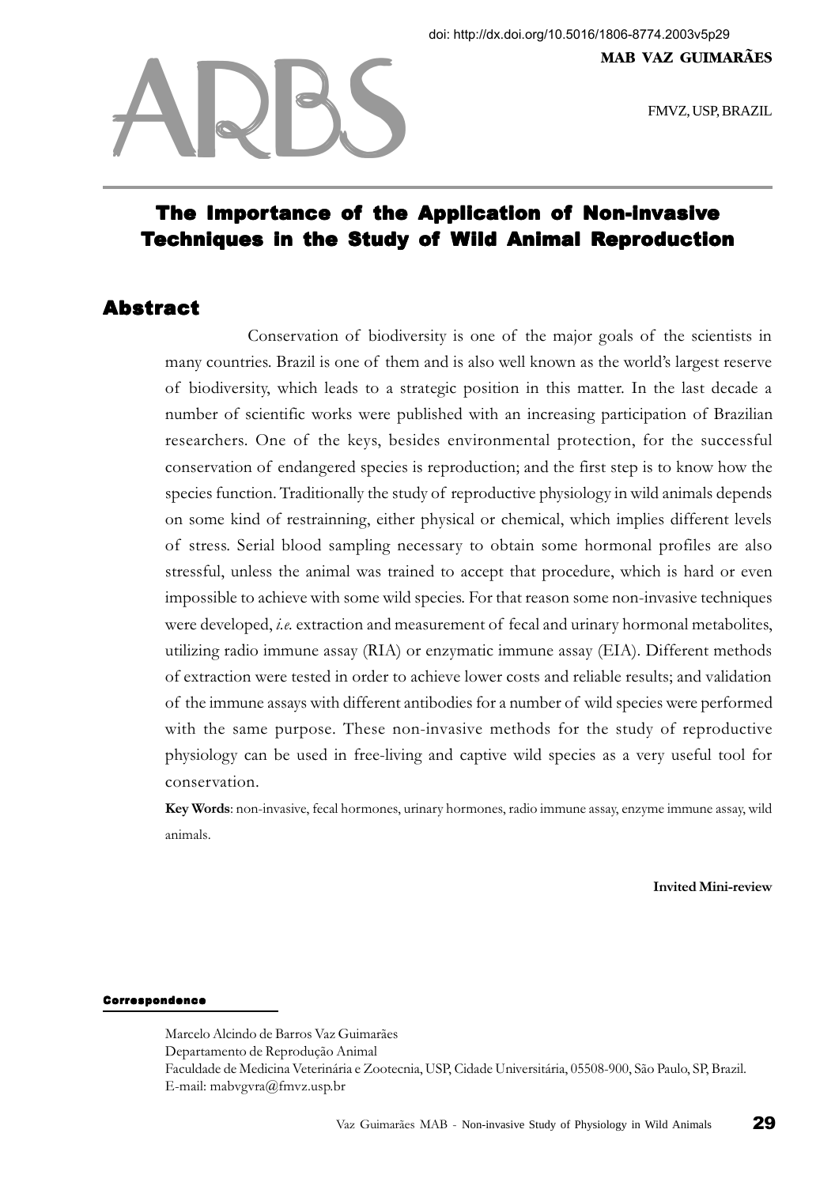doi: http://dx.doi.org/10.5016/1806-8774.2003v5p29

**MAB VAZ GUIMARÃES**

FMVZ, USP, BRAZIL

# The Importance of the Application of Non-invasive Techniques in the Study of Wild Animal Reproduction

## Abstract

Conservation of biodiversity is one of the major goals of the scientists in many countries. Brazil is one of them and is also well known as the world's largest reserve of biodiversity, which leads to a strategic position in this matter. In the last decade a number of scientific works were published with an increasing participation of Brazilian researchers. One of the keys, besides environmental protection, for the successful conservation of endangered species is reproduction; and the first step is to know how the species function. Traditionally the study of reproductive physiology in wild animals depends on some kind of restrainning, either physical or chemical, which implies different levels of stress. Serial blood sampling necessary to obtain some hormonal profiles are also stressful, unless the animal was trained to accept that procedure, which is hard or even impossible to achieve with some wild species. For that reason some non-invasive techniques were developed, *i.e.* extraction and measurement of fecal and urinary hormonal metabolites, utilizing radio immune assay (RIA) or enzymatic immune assay (EIA). Different methods of extraction were tested in order to achieve lower costs and reliable results; and validation of the immune assays with different antibodies for a number of wild species were performed with the same purpose. These non-invasive methods for the study of reproductive physiology can be used in free-living and captive wild species as a very useful tool for conservation.

**Key Words**: non-invasive, fecal hormones, urinary hormones, radio immune assay, enzyme immune assay, wild animals.

**Invited Mini-review**

**Correspondence**

Marcelo Alcindo de Barros Vaz Guimarães
Departamento de Reprodução Animal
Faculdade de Medicina Veterinária e Zootecnia, USP, Cidade Universitária, 05508-900, São Paulo, SP, Brazil.
E-mail: mabvgvra@fmvz.usp.br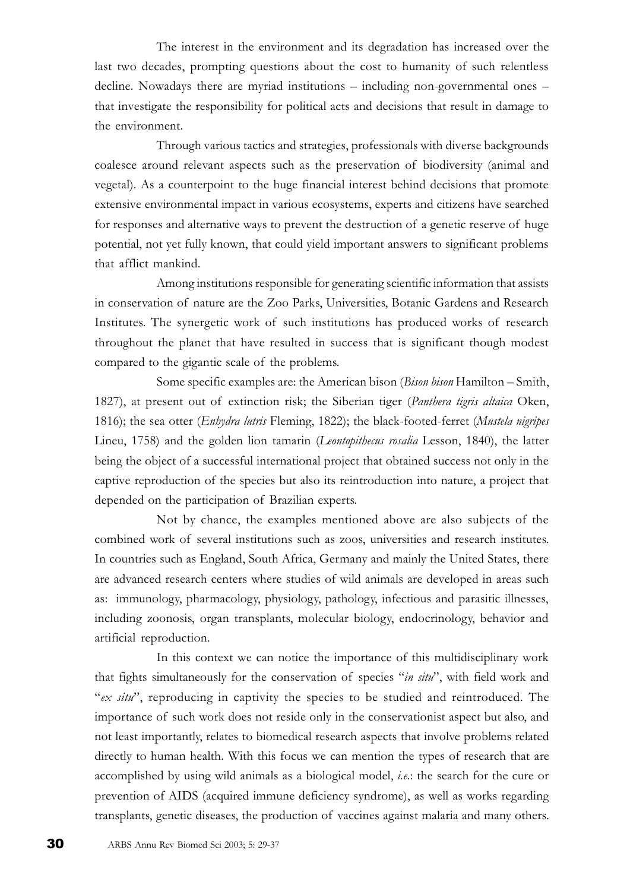The interest in the environment and its degradation has increased over the last two decades, prompting questions about the cost to humanity of such relentless decline. Nowadays there are myriad institutions – including non-governmental ones – that investigate the responsibility for political acts and decisions that result in damage to the environment.

Through various tactics and strategies, professionals with diverse backgrounds coalesce around relevant aspects such as the preservation of biodiversity (animal and vegetal). As a counterpoint to the huge financial interest behind decisions that promote extensive environmental impact in various ecosystems, experts and citizens have searched for responses and alternative ways to prevent the destruction of a genetic reserve of huge potential, not yet fully known, that could yield important answers to significant problems that afflict mankind.

Among institutions responsible for generating scientific information that assists in conservation of nature are the Zoo Parks, Universities, Botanic Gardens and Research Institutes. The synergetic work of such institutions has produced works of research throughout the planet that have resulted in success that is significant though modest compared to the gigantic scale of the problems.

Some specific examples are: the American bison (*Bison bison* Hamilton – Smith, 1827), at present out of extinction risk; the Siberian tiger (*Panthera tigris altaica* Oken, 1816); the sea otter (*Enhydra lutris* Fleming, 1822); the black-footed-ferret (*Mustela nigripes* Lineu, 1758) and the golden lion tamarin (*Leontopithecus rosalia* Lesson, 1840), the latter being the object of a successful international project that obtained success not only in the captive reproduction of the species but also its reintroduction into nature, a project that depended on the participation of Brazilian experts.

Not by chance, the examples mentioned above are also subjects of the combined work of several institutions such as zoos, universities and research institutes. In countries such as England, South Africa, Germany and mainly the United States, there are advanced research centers where studies of wild animals are developed in areas such as: immunology, pharmacology, physiology, pathology, infectious and parasitic illnesses, including zoonosis, organ transplants, molecular biology, endocrinology, behavior and artificial reproduction.

In this context we can notice the importance of this multidisciplinary work that fights simultaneously for the conservation of species "*in situ*", with field work and "*ex situ*", reproducing in captivity the species to be studied and reintroduced. The importance of such work does not reside only in the conservationist aspect but also, and not least importantly, relates to biomedical research aspects that involve problems related directly to human health. With this focus we can mention the types of research that are accomplished by using wild animals as a biological model, *i.e.*: the search for the cure or prevention of AIDS (acquired immune deficiency syndrome), as well as works regarding transplants, genetic diseases, the production of vaccines against malaria and many others.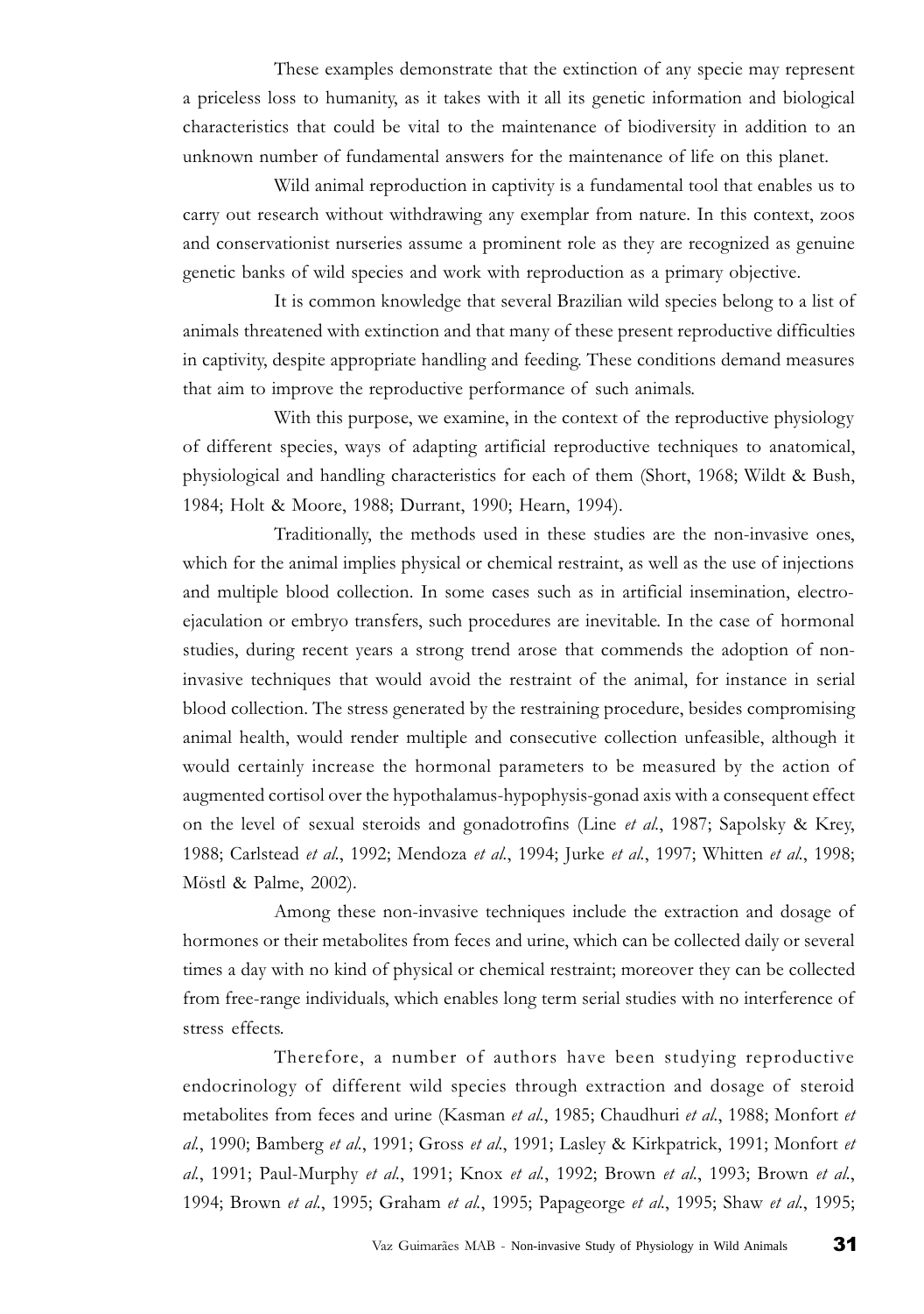These examples demonstrate that the extinction of any specie may represent a priceless loss to humanity, as it takes with it all its genetic information and biological characteristics that could be vital to the maintenance of biodiversity in addition to an unknown number of fundamental answers for the maintenance of life on this planet.

Wild animal reproduction in captivity is a fundamental tool that enables us to carry out research without withdrawing any exemplar from nature. In this context, zoos and conservationist nurseries assume a prominent role as they are recognized as genuine genetic banks of wild species and work with reproduction as a primary objective.

It is common knowledge that several Brazilian wild species belong to a list of animals threatened with extinction and that many of these present reproductive difficulties in captivity, despite appropriate handling and feeding. These conditions demand measures that aim to improve the reproductive performance of such animals.

With this purpose, we examine, in the context of the reproductive physiology of different species, ways of adapting artificial reproductive techniques to anatomical, physiological and handling characteristics for each of them (Short, 1968; Wildt & Bush, 1984; Holt & Moore, 1988; Durrant, 1990; Hearn, 1994).

Traditionally, the methods used in these studies are the non-invasive ones, which for the animal implies physical or chemical restraint, as well as the use of injections and multiple blood collection. In some cases such as in artificial insemination, electro-ejaculation or embryo transfers, such procedures are inevitable. In the case of hormonal studies, during recent years a strong trend arose that commends the adoption of non-invasive techniques that would avoid the restraint of the animal, for instance in serial blood collection. The stress generated by the restraining procedure, besides compromising animal health, would render multiple and consecutive collection unfeasible, although it would certainly increase the hormonal parameters to be measured by the action of augmented cortisol over the hypothalamus-hypophysis-gonad axis with a consequent effect on the level of sexual steroids and gonadotrofins (Line *et al.*, 1987; Sapolsky & Krey, 1988; Carlstead *et al.*, 1992; Mendoza *et al.*, 1994; Jurke *et al.*, 1997; Whitten *et al.*, 1998; Möstl & Palme, 2002).

Among these non-invasive techniques include the extraction and dosage of hormones or their metabolites from feces and urine, which can be collected daily or several times a day with no kind of physical or chemical restraint; moreover they can be collected from free-range individuals, which enables long term serial studies with no interference of stress effects.

Therefore, a number of authors have been studying reproductive endocrinology of different wild species through extraction and dosage of steroid metabolites from feces and urine (Kasman *et al.*, 1985; Chaudhuri *et al.*, 1988; Monfort *et al.*, 1990; Bamberg *et al.*, 1991; Gross *et al.*, 1991; Lasley & Kirkpatrick, 1991; Monfort *et al.*, 1991; Paul-Murphy *et al.*, 1991; Knox *et al.*, 1992; Brown *et al.*, 1993; Brown *et al.*, 1994; Brown *et al.*, 1995; Graham *et al.*, 1995; Papageorge *et al.*, 1995; Shaw *et al.*, 1995;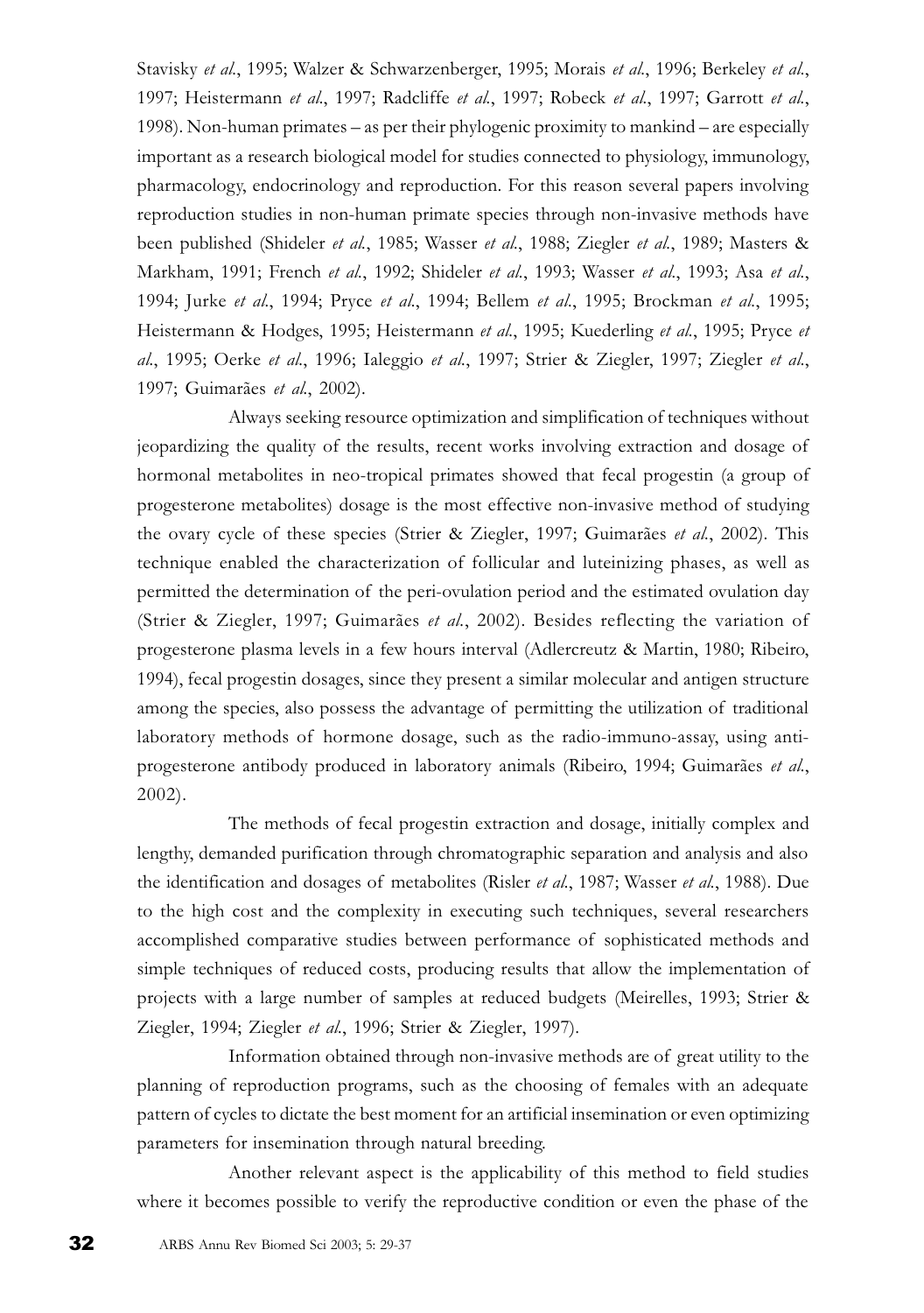Stavisky *et al.*, 1995; Walzer & Schwarzenberger, 1995; Morais *et al.*, 1996; Berkeley *et al.*, 1997; Heistermann *et al.*, 1997; Radcliffe *et al.*, 1997; Robeck *et al.*, 1997; Garrott *et al.*, 1998). Non-human primates – as per their phylogenic proximity to mankind – are especially important as a research biological model for studies connected to physiology, immunology, pharmacology, endocrinology and reproduction. For this reason several papers involving reproduction studies in non-human primate species through non-invasive methods have been published (Shideler *et al.*, 1985; Wasser *et al.*, 1988; Ziegler *et al.*, 1989; Masters & Markham, 1991; French *et al.*, 1992; Shideler *et al.*, 1993; Wasser *et al.*, 1993; Asa *et al.*, 1994; Jurke *et al.*, 1994; Pryce *et al.*, 1994; Bellem *et al.*, 1995; Brockman *et al.*, 1995; Heistermann & Hodges, 1995; Heistermann *et al.*, 1995; Kuederling *et al.*, 1995; Pryce *et al.*, 1995; Oerke *et al.*, 1996; Ialeggio *et al.*, 1997; Strier & Ziegler, 1997; Ziegler *et al.*, 1997; Guimarães *et al.*, 2002).

Always seeking resource optimization and simplification of techniques without jeopardizing the quality of the results, recent works involving extraction and dosage of hormonal metabolites in neo-tropical primates showed that fecal progestin (a group of progesterone metabolites) dosage is the most effective non-invasive method of studying the ovary cycle of these species (Strier & Ziegler, 1997; Guimarães *et al.*, 2002). This technique enabled the characterization of follicular and luteinizing phases, as well as permitted the determination of the peri-ovulation period and the estimated ovulation day (Strier & Ziegler, 1997; Guimarães *et al.*, 2002). Besides reflecting the variation of progesterone plasma levels in a few hours interval (Adlercreutz & Martin, 1980; Ribeiro, 1994), fecal progestin dosages, since they present a similar molecular and antigen structure among the species, also possess the advantage of permitting the utilization of traditional laboratory methods of hormone dosage, such as the radio-immuno-assay, using anti-progesterone antibody produced in laboratory animals (Ribeiro, 1994; Guimarães *et al.*, 2002).

The methods of fecal progestin extraction and dosage, initially complex and lengthy, demanded purification through chromatographic separation and analysis and also the identification and dosages of metabolites (Risler *et al.*, 1987; Wasser *et al.*, 1988). Due to the high cost and the complexity in executing such techniques, several researchers accomplished comparative studies between performance of sophisticated methods and simple techniques of reduced costs, producing results that allow the implementation of projects with a large number of samples at reduced budgets (Meirelles, 1993; Strier & Ziegler, 1994; Ziegler *et al.*, 1996; Strier & Ziegler, 1997).

Information obtained through non-invasive methods are of great utility to the planning of reproduction programs, such as the choosing of females with an adequate pattern of cycles to dictate the best moment for an artificial insemination or even optimizing parameters for insemination through natural breeding.

Another relevant aspect is the applicability of this method to field studies where it becomes possible to verify the reproductive condition or even the phase of the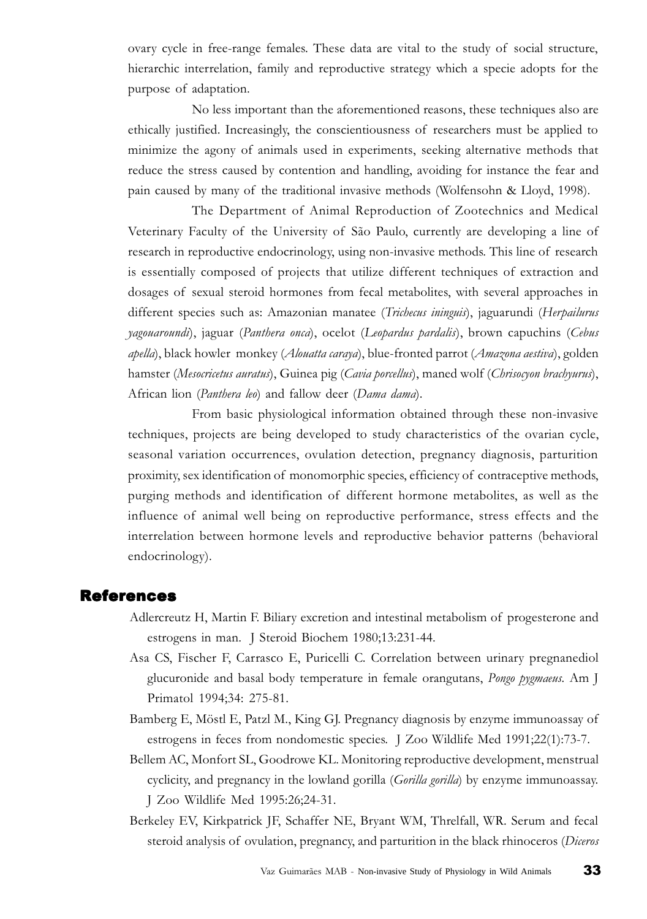ovary cycle in free-range females. These data are vital to the study of social structure, hierarchic interrelation, family and reproductive strategy which a specie adopts for the purpose of adaptation.

No less important than the aforementioned reasons, these techniques also are ethically justified. Increasingly, the conscientiousness of researchers must be applied to minimize the agony of animals used in experiments, seeking alternative methods that reduce the stress caused by contention and handling, avoiding for instance the fear and pain caused by many of the traditional invasive methods (Wolfensohn & Lloyd, 1998).

The Department of Animal Reproduction of Zootechnics and Medical Veterinary Faculty of the University of São Paulo, currently are developing a line of research in reproductive endocrinology, using non-invasive methods. This line of research is essentially composed of projects that utilize different techniques of extraction and dosages of sexual steroid hormones from fecal metabolites, with several approaches in different species such as: Amazonian manatee (*Trichecus ininguis*), jaguarundi (*Herpailurus yagouaroundi*), jaguar (*Panthera onca*), ocelot (*Leopardus pardalis*), brown capuchins (*Cebus apella*), black howler monkey (*Alouatta caraya*), blue-fronted parrot (*Amazona aestiva*), golden hamster (*Mesocricetus auratus*), Guinea pig (*Cavia porcellus*), maned wolf (*Chrisocyon brachyurus*), African lion (*Panthera leo*) and fallow deer (*Dama dama*).

From basic physiological information obtained through these non-invasive techniques, projects are being developed to study characteristics of the ovarian cycle, seasonal variation occurrences, ovulation detection, pregnancy diagnosis, parturition proximity, sex identification of monomorphic species, efficiency of contraceptive methods, purging methods and identification of different hormone metabolites, as well as the influence of animal well being on reproductive performance, stress effects and the interrelation between hormone levels and reproductive behavior patterns (behavioral endocrinology).

## References

Adlercreutz H, Martin F. Biliary excretion and intestinal metabolism of progesterone and estrogens in man. J Steroid Biochem 1980;13:231-44.

Asa CS, Fischer F, Carrasco E, Puricelli C. Correlation between urinary pregnanediol glucuronide and basal body temperature in female orangutans, *Pongo pygmaeus*. Am J Primatol 1994;34: 275-81.

Bamberg E, Möstl E, Patzl M., King GJ. Pregnancy diagnosis by enzyme immunoassay of estrogens in feces from nondomestic species. J Zoo Wildlife Med 1991;22(1):73-7.

Bellem AC, Monfort SL, Goodrowe KL. Monitoring reproductive development, menstrual cyclicity, and pregnancy in the lowland gorilla (*Gorilla gorilla*) by enzyme immunoassay. J Zoo Wildlife Med 1995:26;24-31.

Berkeley EV, Kirkpatrick JF, Schaffer NE, Bryant WM, Threlfall, WR. Serum and fecal steroid analysis of ovulation, pregnancy, and parturition in the black rhinoceros (*Diceros*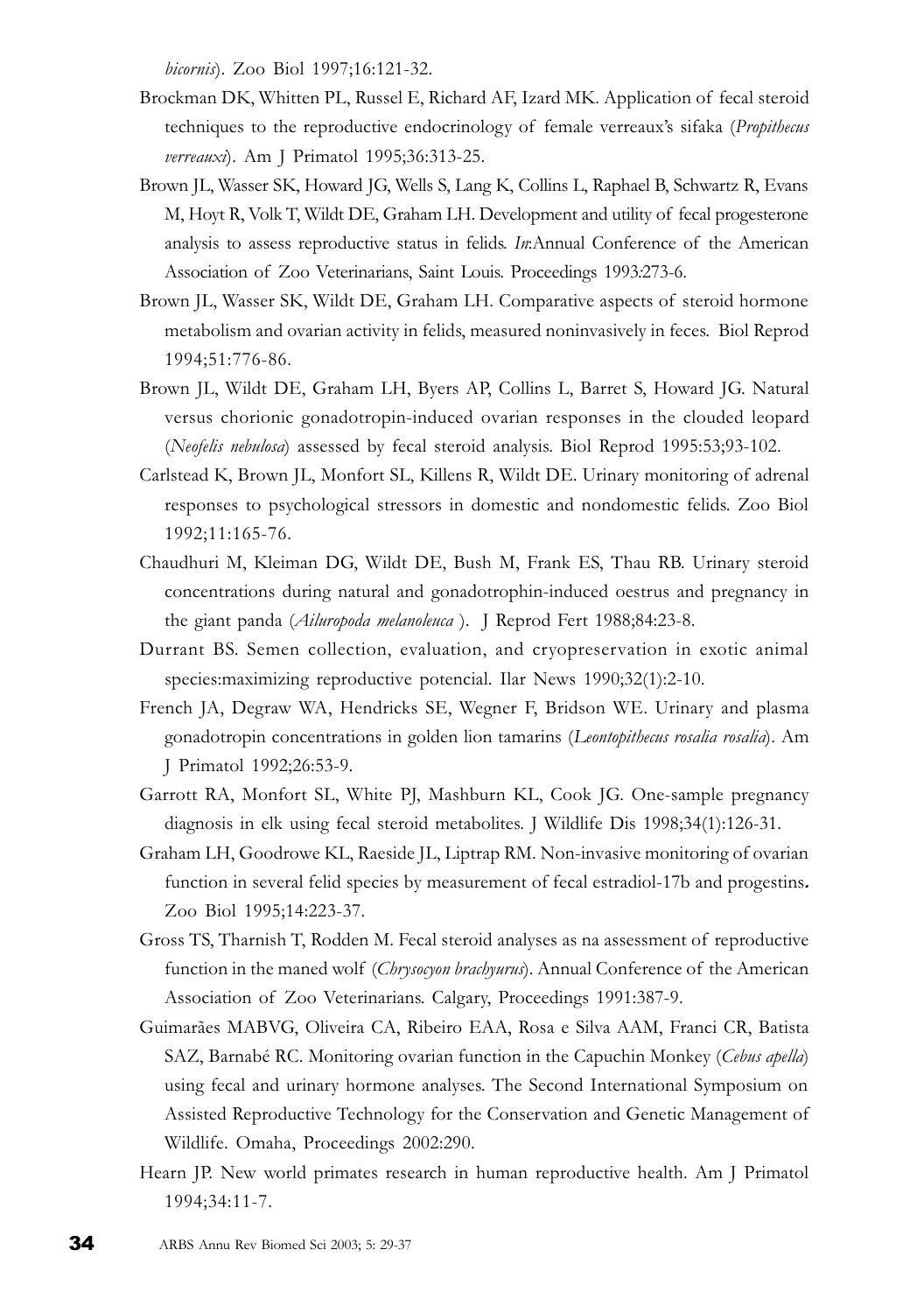*bicornis*). Zoo Biol 1997;16:121-32.

Brockman DK, Whitten PL, Russel E, Richard AF, Izard MK. Application of fecal steroid techniques to the reproductive endocrinology of female verreaux's sifaka (*Propithecus verreauxi*). Am J Primatol 1995;36:313-25.

Brown JL, Wasser SK, Howard JG, Wells S, Lang K, Collins L, Raphael B, Schwartz R, Evans M, Hoyt R, Volk T, Wildt DE, Graham LH. Development and utility of fecal progesterone analysis to assess reproductive status in felids. *In*:Annual Conference of the American Association of Zoo Veterinarians, Saint Louis. Proceedings 1993:273-6.

Brown JL, Wasser SK, Wildt DE, Graham LH. Comparative aspects of steroid hormone metabolism and ovarian activity in felids, measured noninvasively in feces. Biol Reprod 1994;51:776-86.

Brown JL, Wildt DE, Graham LH, Byers AP, Collins L, Barret S, Howard JG. Natural versus chorionic gonadotropin-induced ovarian responses in the clouded leopard (*Neofelis nebulosa*) assessed by fecal steroid analysis. Biol Reprod 1995:53;93-102.

Carlstead K, Brown JL, Monfort SL, Killens R, Wildt DE. Urinary monitoring of adrenal responses to psychological stressors in domestic and nondomestic felids. Zoo Biol 1992;11:165-76.

Chaudhuri M, Kleiman DG, Wildt DE, Bush M, Frank ES, Thau RB. Urinary steroid concentrations during natural and gonadotrophin-induced oestrus and pregnancy in the giant panda (*Ailuropoda melanoleuca* ). J Reprod Fert 1988;84:23-8.

Durrant BS. Semen collection, evaluation, and cryopreservation in exotic animal species:maximizing reproductive potencial. Ilar News 1990;32(1):2-10.

French JA, Degraw WA, Hendricks SE, Wegner F, Bridson WE. Urinary and plasma gonadotropin concentrations in golden lion tamarins (*Leontopithecus rosalia rosalia*). Am J Primatol 1992;26:53-9.

Garrott RA, Monfort SL, White PJ, Mashburn KL, Cook JG. One-sample pregnancy diagnosis in elk using fecal steroid metabolites. J Wildlife Dis 1998;34(1):126-31.

Graham LH, Goodrowe KL, Raeside JL, Liptrap RM. Non-invasive monitoring of ovarian function in several felid species by measurement of fecal estradiol-17b and progestins**.** Zoo Biol 1995;14:223-37.

Gross TS, Tharnish T, Rodden M. Fecal steroid analyses as na assessment of reproductive function in the maned wolf (*Chrysocyon brachyurus*). Annual Conference of the American Association of Zoo Veterinarians. Calgary, Proceedings 1991:387-9.

Guimarães MABVG, Oliveira CA, Ribeiro EAA, Rosa e Silva AAM, Franci CR, Batista SAZ, Barnabé RC. Monitoring ovarian function in the Capuchin Monkey (*Cebus apella*) using fecal and urinary hormone analyses. The Second International Symposium on Assisted Reproductive Technology for the Conservation and Genetic Management of Wildlife. Omaha, Proceedings 2002:290.

Hearn JP. New world primates research in human reproductive health. Am J Primatol 1994;34:11-7.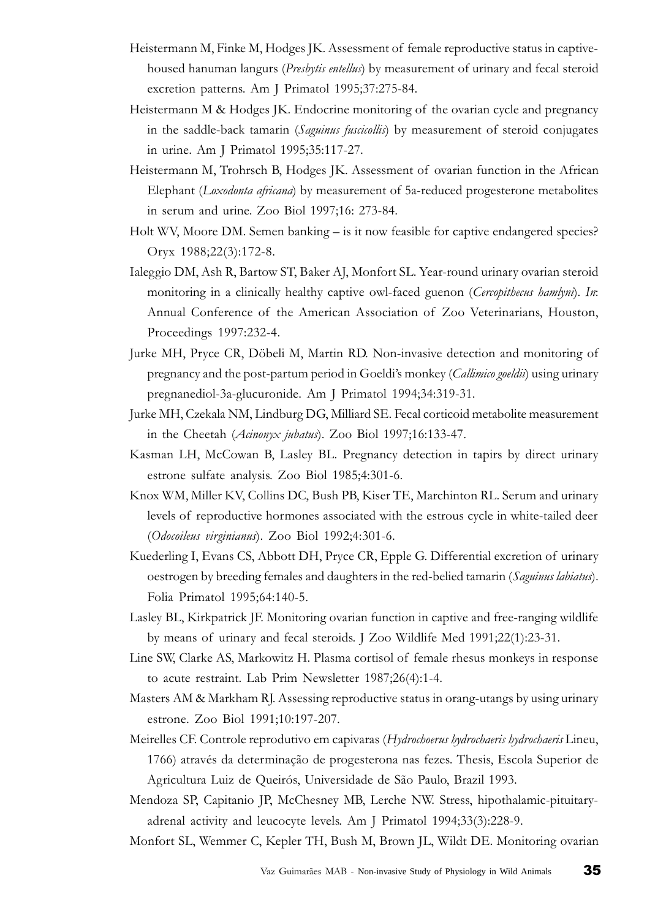Heistermann M, Finke M, Hodges JK. Assessment of female reproductive status in captive-housed hanuman langurs (*Presbytis entellus*) by measurement of urinary and fecal steroid excretion patterns. Am J Primatol 1995;37:275-84.

Heistermann M & Hodges JK. Endocrine monitoring of the ovarian cycle and pregnancy in the saddle-back tamarin (*Saguinus fuscicollis*) by measurement of steroid conjugates in urine. Am J Primatol 1995;35:117-27.

Heistermann M, Trohrsch B, Hodges JK. Assessment of ovarian function in the African Elephant (*Loxodonta africana*) by measurement of 5a-reduced progesterone metabolites in serum and urine. Zoo Biol 1997;16: 273-84.

Holt WV, Moore DM. Semen banking – is it now feasible for captive endangered species? Oryx 1988;22(3):172-8.

Ialeggio DM, Ash R, Bartow ST, Baker AJ, Monfort SL. Year-round urinary ovarian steroid monitoring in a clinically healthy captive owl-faced guenon (*Cercopithecus hamlyni*). *In*: Annual Conference of the American Association of Zoo Veterinarians, Houston, Proceedings 1997:232-4.

Jurke MH, Pryce CR, Döbeli M, Martin RD. Non-invasive detection and monitoring of pregnancy and the post-partum period in Goeldi's monkey (*Callimico goeldii*) using urinary pregnanediol-3a-glucuronide. Am J Primatol 1994;34:319-31.

Jurke MH, Czekala NM, Lindburg DG, Milliard SE. Fecal corticoid metabolite measurement in the Cheetah (*Acinonyx jubatus*). Zoo Biol 1997;16:133-47.

Kasman LH, McCowan B, Lasley BL. Pregnancy detection in tapirs by direct urinary estrone sulfate analysis. Zoo Biol 1985;4:301-6.

Knox WM, Miller KV, Collins DC, Bush PB, Kiser TE, Marchinton RL. Serum and urinary levels of reproductive hormones associated with the estrous cycle in white-tailed deer (*Odocoileus virginianus*). Zoo Biol 1992;4:301-6.

Kuederling I, Evans CS, Abbott DH, Pryce CR, Epple G. Differential excretion of urinary oestrogen by breeding females and daughters in the red-belied tamarin (*Saguinus labiatus*). Folia Primatol 1995;64:140-5.

Lasley BL, Kirkpatrick JF. Monitoring ovarian function in captive and free-ranging wildlife by means of urinary and fecal steroids. J Zoo Wildlife Med 1991;22(1):23-31.

Line SW, Clarke AS, Markowitz H. Plasma cortisol of female rhesus monkeys in response to acute restraint. Lab Prim Newsletter 1987;26(4):1-4.

Masters AM & Markham RJ. Assessing reproductive status in orang-utangs by using urinary estrone. Zoo Biol 1991;10:197-207.

Meirelles CF. Controle reprodutivo em capivaras (*Hydrochoerus hydrochaeris hydrochaeris* Lineu, 1766) através da determinação de progesterona nas fezes. Thesis, Escola Superior de Agricultura Luiz de Queirós, Universidade de São Paulo, Brazil 1993.

Mendoza SP, Capitanio JP, McChesney MB, Lerche NW. Stress, hipothalamic-pituitary-adrenal activity and leucocyte levels. Am J Primatol 1994;33(3):228-9.

Monfort SL, Wemmer C, Kepler TH, Bush M, Brown JL, Wildt DE. Monitoring ovarian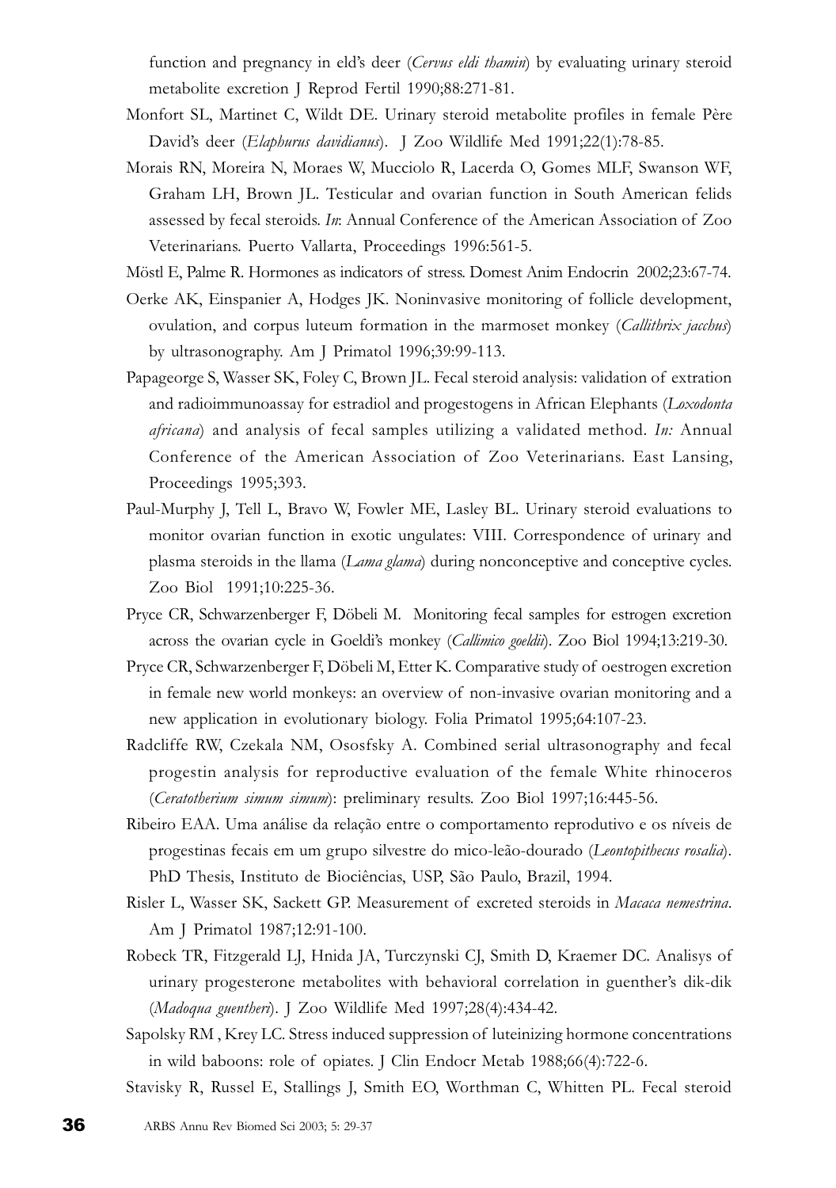function and pregnancy in eld's deer (*Cervus eldi thamin*) by evaluating urinary steroid metabolite excretion J Reprod Fertil 1990;88:271-81.

Monfort SL, Martinet C, Wildt DE. Urinary steroid metabolite profiles in female Père David's deer (*Elaphurus davidianus*). J Zoo Wildlife Med 1991;22(1):78-85.

Morais RN, Moreira N, Moraes W, Mucciolo R, Lacerda O, Gomes MLF, Swanson WF, Graham LH, Brown JL. Testicular and ovarian function in South American felids assessed by fecal steroids. *In*: Annual Conference of the American Association of Zoo Veterinarians. Puerto Vallarta, Proceedings 1996:561-5.

Möstl E, Palme R. Hormones as indicators of stress. Domest Anim Endocrin 2002;23:67-74.

Oerke AK, Einspanier A, Hodges JK. Noninvasive monitoring of follicle development, ovulation, and corpus luteum formation in the marmoset monkey (*Callithrix jacchus*) by ultrasonography. Am J Primatol 1996;39:99-113.

Papageorge S, Wasser SK, Foley C, Brown JL. Fecal steroid analysis: validation of extration and radioimmunoassay for estradiol and progestogens in African Elephants (*Loxodonta africana*) and analysis of fecal samples utilizing a validated method. *In:* Annual Conference of the American Association of Zoo Veterinarians. East Lansing, Proceedings 1995;393.

Paul-Murphy J, Tell L, Bravo W, Fowler ME, Lasley BL. Urinary steroid evaluations to monitor ovarian function in exotic ungulates: VIII. Correspondence of urinary and plasma steroids in the llama (*Lama glama*) during nonconceptive and conceptive cycles. Zoo Biol 1991;10:225-36.

Pryce CR, Schwarzenberger F, Döbeli M. Monitoring fecal samples for estrogen excretion across the ovarian cycle in Goeldi's monkey (*Callimico goeldii*). Zoo Biol 1994;13:219-30.

Pryce CR, Schwarzenberger F, Döbeli M, Etter K. Comparative study of oestrogen excretion in female new world monkeys: an overview of non-invasive ovarian monitoring and a new application in evolutionary biology. Folia Primatol 1995;64:107-23.

Radcliffe RW, Czekala NM, Ososfsky A. Combined serial ultrasonography and fecal progestin analysis for reproductive evaluation of the female White rhinoceros (*Ceratotherium simum simum*): preliminary results. Zoo Biol 1997;16:445-56.

Ribeiro EAA. Uma análise da relação entre o comportamento reprodutivo e os níveis de progestinas fecais em um grupo silvestre do mico-leão-dourado (*Leontopithecus rosalia*). PhD Thesis, Instituto de Biociências, USP, São Paulo, Brazil, 1994.

Risler L, Wasser SK, Sackett GP. Measurement of excreted steroids in *Macaca nemestrina*. Am J Primatol 1987;12:91-100.

Robeck TR, Fitzgerald LJ, Hnida JA, Turczynski CJ, Smith D, Kraemer DC. Analisys of urinary progesterone metabolites with behavioral correlation in guenther's dik-dik (*Madoqua guentheri*). J Zoo Wildlife Med 1997;28(4):434-42.

Sapolsky RM , Krey LC. Stress induced suppression of luteinizing hormone concentrations in wild baboons: role of opiates. J Clin Endocr Metab 1988;66(4):722-6.

Stavisky R, Russel E, Stallings J, Smith EO, Worthman C, Whitten PL. Fecal steroid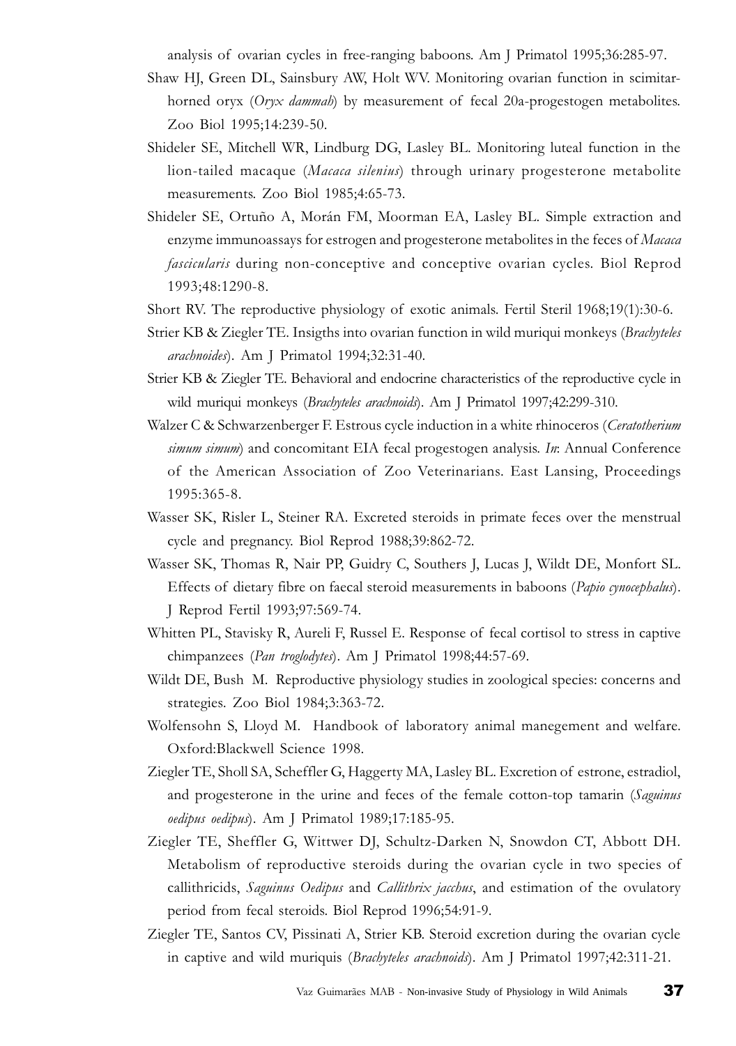analysis of ovarian cycles in free-ranging baboons. Am J Primatol 1995;36:285-97.

Shaw HJ, Green DL, Sainsbury AW, Holt WV. Monitoring ovarian function in scimitar-horned oryx (*Oryx dammah*) by measurement of fecal 20a-progestogen metabolites. Zoo Biol 1995;14:239-50.

Shideler SE, Mitchell WR, Lindburg DG, Lasley BL. Monitoring luteal function in the lion-tailed macaque (*Macaca silenius*) through urinary progesterone metabolite measurements. Zoo Biol 1985;4:65-73.

Shideler SE, Ortuño A, Morán FM, Moorman EA, Lasley BL. Simple extraction and enzyme immunoassays for estrogen and progesterone metabolites in the feces of *Macaca fascicularis* during non-conceptive and conceptive ovarian cycles. Biol Reprod 1993;48:1290-8.

Short RV. The reproductive physiology of exotic animals. Fertil Steril 1968;19(1):30-6.

Strier KB & Ziegler TE. Insigths into ovarian function in wild muriqui monkeys (*Brachyteles arachnoides*). Am J Primatol 1994;32:31-40.

Strier KB & Ziegler TE. Behavioral and endocrine characteristics of the reproductive cycle in wild muriqui monkeys (*Brachyteles arachnoids*). Am J Primatol 1997;42:299-310.

Walzer C & Schwarzenberger F. Estrous cycle induction in a white rhinoceros (*Ceratotherium simum simum*) and concomitant EIA fecal progestogen analysis. *In*: Annual Conference of the American Association of Zoo Veterinarians. East Lansing, Proceedings 1995:365-8.

Wasser SK, Risler L, Steiner RA. Excreted steroids in primate feces over the menstrual cycle and pregnancy. Biol Reprod 1988;39:862-72.

Wasser SK, Thomas R, Nair PP, Guidry C, Southers J, Lucas J, Wildt DE, Monfort SL. Effects of dietary fibre on faecal steroid measurements in baboons (*Papio cynocephalus*). J Reprod Fertil 1993;97:569-74.

Whitten PL, Stavisky R, Aureli F, Russel E. Response of fecal cortisol to stress in captive chimpanzees (*Pan troglodytes*). Am J Primatol 1998;44:57-69.

Wildt DE, Bush M. Reproductive physiology studies in zoological species: concerns and strategies. Zoo Biol 1984;3:363-72.

Wolfensohn S, Lloyd M. Handbook of laboratory animal manegement and welfare. Oxford:Blackwell Science 1998.

Ziegler TE, Sholl SA, Scheffler G, Haggerty MA, Lasley BL. Excretion of estrone, estradiol, and progesterone in the urine and feces of the female cotton-top tamarin (*Saguinus oedipus oedipus*). Am J Primatol 1989;17:185-95.

Ziegler TE, Sheffler G, Wittwer DJ, Schultz-Darken N, Snowdon CT, Abbott DH. Metabolism of reproductive steroids during the ovarian cycle in two species of callithricids, *Saguinus Oedipus* and *Callithrix jacchus*, and estimation of the ovulatory period from fecal steroids. Biol Reprod 1996;54:91-9.

Ziegler TE, Santos CV, Pissinati A, Strier KB. Steroid excretion during the ovarian cycle in captive and wild muriquis (*Brachyteles arachnoids*). Am J Primatol 1997;42:311-21.